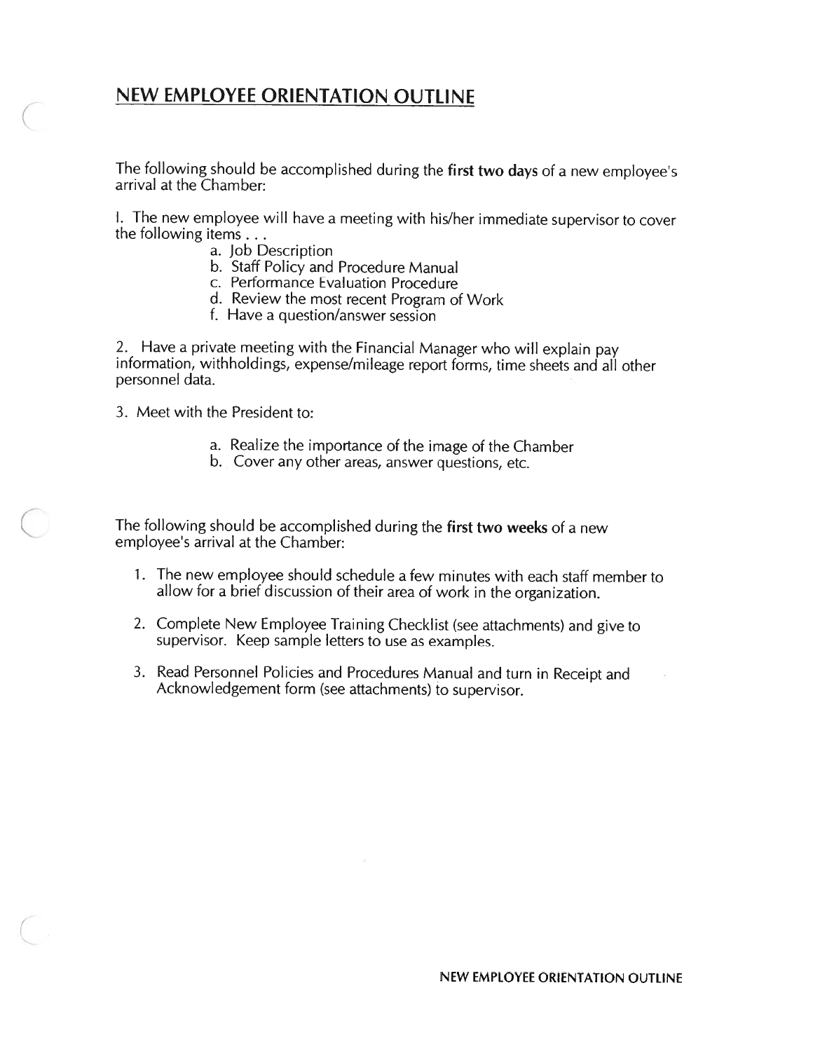## NEW EMPLOYEE ORIENTATION OUTLINE

The following should be accomplished during the **first two days** of a new employee's arrival at the Chamber:

1. The new employee will have a meeting with his/her immediate supervisor to cover the following items . . .
   - a. Job Description
   - b. Staff Policy and Procedure Manual
   - c. Performance Evaluation Procedure
   - d. Review the most recent Program of Work
   - f. Have a question/answer session

2. Have a private meeting with the Financial Manager who will explain pay information, withholdings, expense/mileage report forms, time sheets and all other personnel data.

3. Meet with the President to:
   - a. Realize the importance of the image of the Chamber
   - b. Cover any other areas, answer questions, etc.

The following should be accomplished during the **first two weeks** of a new employee's arrival at the Chamber:

1. The new employee should schedule a few minutes with each staff member to allow for a brief discussion of their area of work in the organization.

2. Complete New Employee Training Checklist (see attachments) and give to supervisor. Keep sample letters to use as examples.

3. Read Personnel Policies and Procedures Manual and turn in Receipt and Acknowledgement form (see attachments) to supervisor.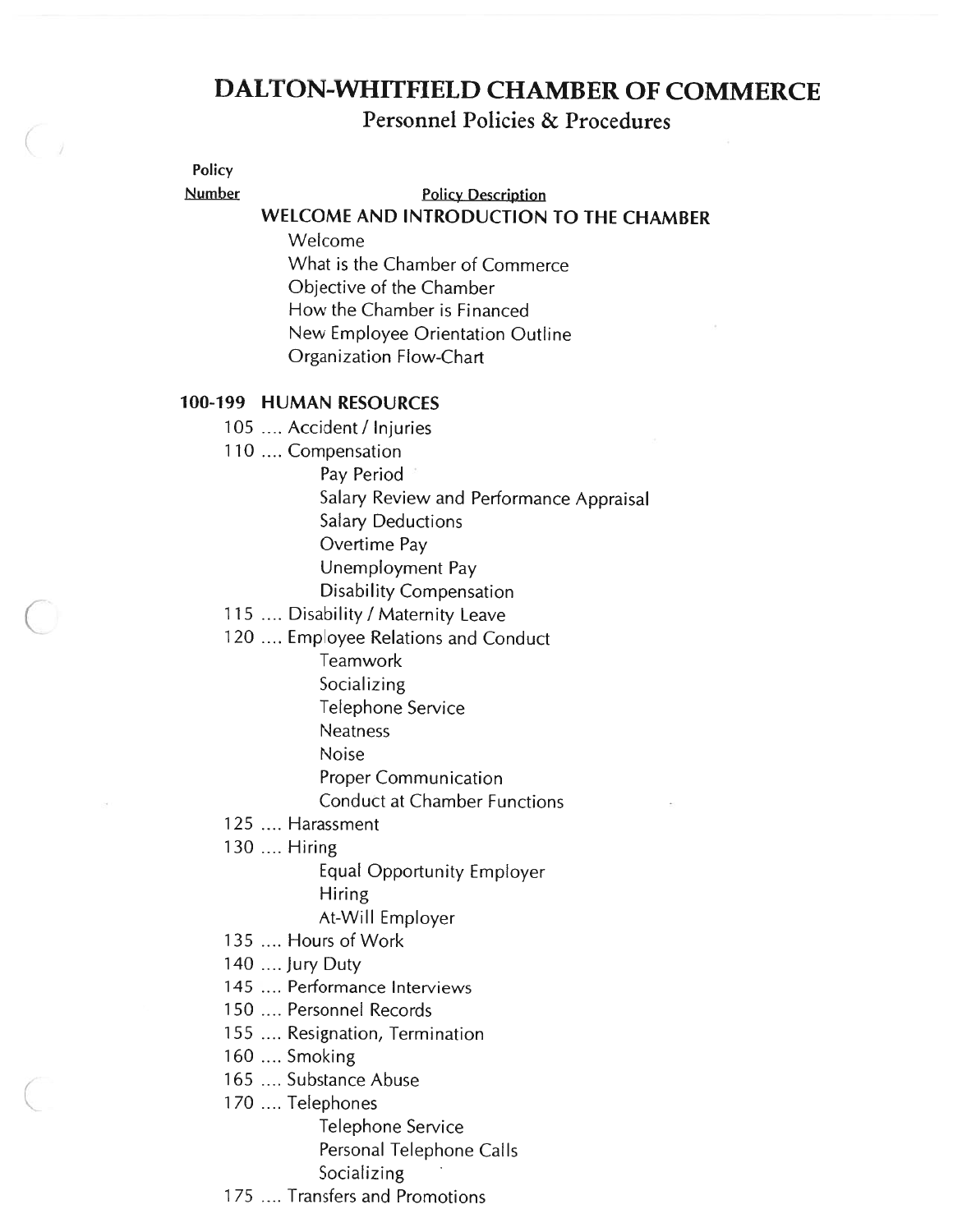# DALTON-WHITFIELD CHAMBER OF COMMERCE

## Personnel Policies & Procedures

**Policy Number** — **Policy Description**

### WELCOME AND INTRODUCTION TO THE CHAMBER

- Welcome
- What is the Chamber of Commerce
- Objective of the Chamber
- How the Chamber is Financed
- New Employee Orientation Outline
- Organization Flow-Chart

### 100-199 HUMAN RESOURCES

- 105 .... Accident / Injuries
- 110 .... Compensation
  - Pay Period
  - Salary Review and Performance Appraisal
  - Salary Deductions
  - Overtime Pay
  - Unemployment Pay
  - Disability Compensation
- 115 .... Disability / Maternity Leave
- 120 .... Employee Relations and Conduct
  - Teamwork
  - Socializing
  - Telephone Service
  - Neatness
  - Noise
  - Proper Communication
  - Conduct at Chamber Functions
- 125 .... Harassment
- 130 .... Hiring
  - Equal Opportunity Employer
  - Hiring
  - At-Will Employer
- 135 .... Hours of Work
- 140 .... Jury Duty
- 145 .... Performance Interviews
- 150 .... Personnel Records
- 155 .... Resignation, Termination
- 160 .... Smoking
- 165 .... Substance Abuse
- 170 .... Telephones
  - Telephone Service
  - Personal Telephone Calls
  - Socializing
- 175 .... Transfers and Promotions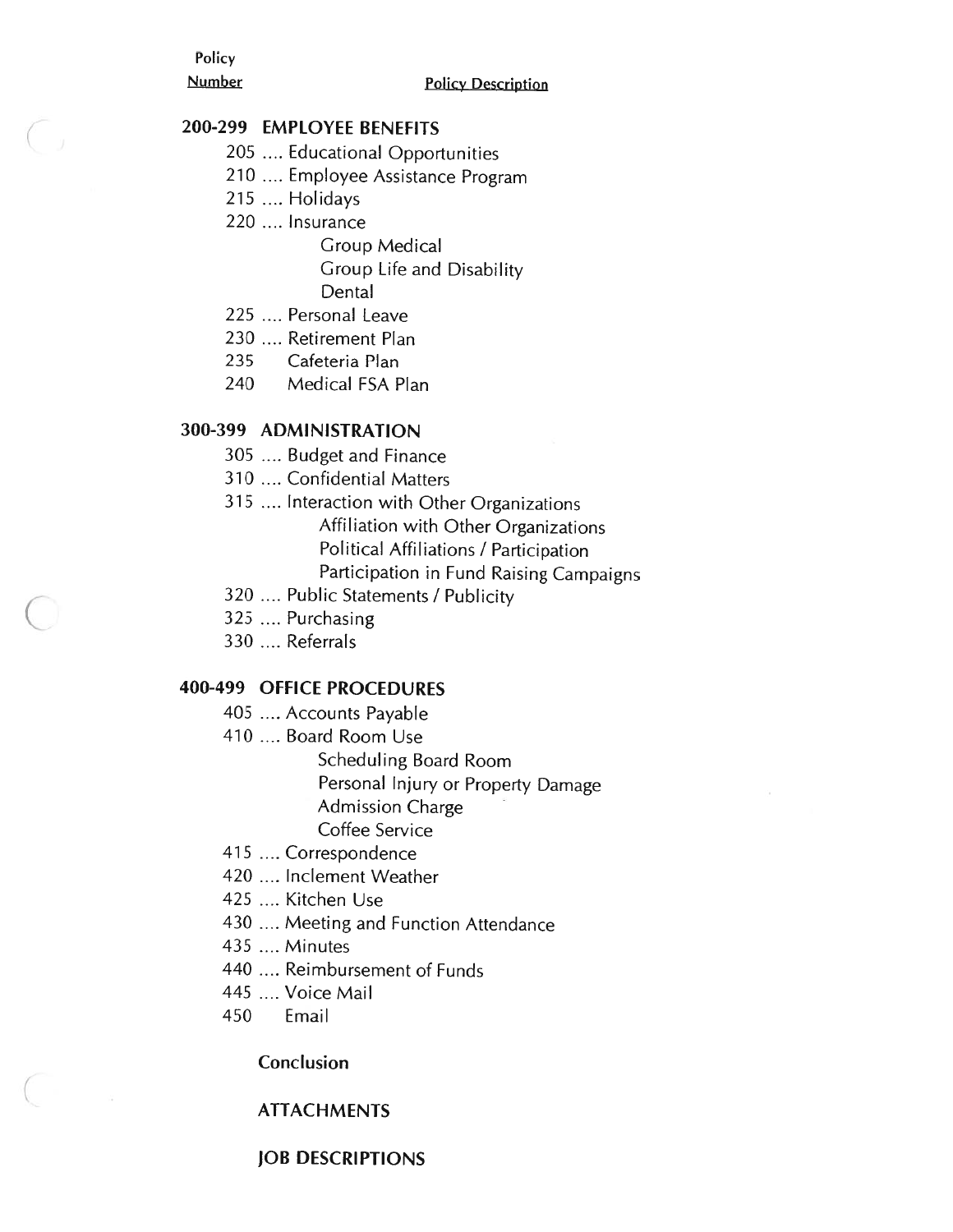Policy Number — Policy Description

## 200-299 EMPLOYEE BENEFITS

- 205 .... Educational Opportunities
- 210 .... Employee Assistance Program
- 215 .... Holidays
- 220 .... Insurance
  - Group Medical
  - Group Life and Disability
  - Dental
- 225 .... Personal Leave
- 230 .... Retirement Plan
- 235 Cafeteria Plan
- 240 Medical FSA Plan

## 300-399 ADMINISTRATION

- 305 .... Budget and Finance
- 310 .... Confidential Matters
- 315 .... Interaction with Other Organizations
  - Affiliation with Other Organizations
  - Political Affiliations / Participation
  - Participation in Fund Raising Campaigns
- 320 .... Public Statements / Publicity
- 325 .... Purchasing
- 330 .... Referrals

## 400-499 OFFICE PROCEDURES

- 405 .... Accounts Payable
- 410 .... Board Room Use
  - Scheduling Board Room
  - Personal Injury or Property Damage
  - Admission Charge
  - Coffee Service
- 415 .... Correspondence
- 420 .... Inclement Weather
- 425 .... Kitchen Use
- 430 .... Meeting and Function Attendance
- 435 .... Minutes
- 440 .... Reimbursement of Funds
- 445 .... Voice Mail
- 450 Email

**Conclusion**

**ATTACHMENTS**

**JOB DESCRIPTIONS**